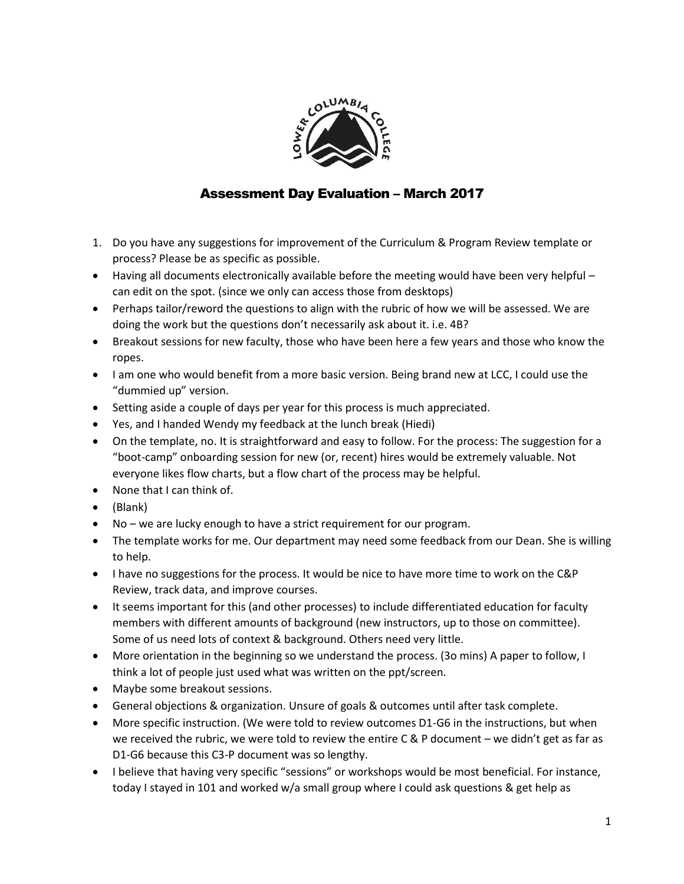# Assessment Day Evaluation – March 2017

1. Do you have any suggestions for improvement of the Curriculum & Program Review template or process? Please be as specific as possible.

- Having all documents electronically available before the meeting would have been very helpful – can edit on the spot. (since we only can access those from desktops)
- Perhaps tailor/reword the questions to align with the rubric of how we will be assessed. We are doing the work but the questions don't necessarily ask about it. i.e. 4B?
- Breakout sessions for new faculty, those who have been here a few years and those who know the ropes.
- I am one who would benefit from a more basic version. Being brand new at LCC, I could use the "dummied up" version.
- Setting aside a couple of days per year for this process is much appreciated.
- Yes, and I handed Wendy my feedback at the lunch break (Hiedi)
- On the template, no. It is straightforward and easy to follow. For the process: The suggestion for a "boot-camp" onboarding session for new (or, recent) hires would be extremely valuable. Not everyone likes flow charts, but a flow chart of the process may be helpful.
- None that I can think of.
- (Blank)
- No – we are lucky enough to have a strict requirement for our program.
- The template works for me. Our department may need some feedback from our Dean. She is willing to help.
- I have no suggestions for the process. It would be nice to have more time to work on the C&P Review, track data, and improve courses.
- It seems important for this (and other processes) to include differentiated education for faculty members with different amounts of background (new instructors, up to those on committee). Some of us need lots of context & background. Others need very little.
- More orientation in the beginning so we understand the process. (3o mins) A paper to follow, I think a lot of people just used what was written on the ppt/screen.
- Maybe some breakout sessions.
- General objections & organization. Unsure of goals & outcomes until after task complete.
- More specific instruction. (We were told to review outcomes D1-G6 in the instructions, but when we received the rubric, we were told to review the entire C & P document – we didn't get as far as D1-G6 because this C3-P document was so lengthy.
- I believe that having very specific "sessions" or workshops would be most beneficial. For instance, today I stayed in 101 and worked w/a small group where I could ask questions & get help as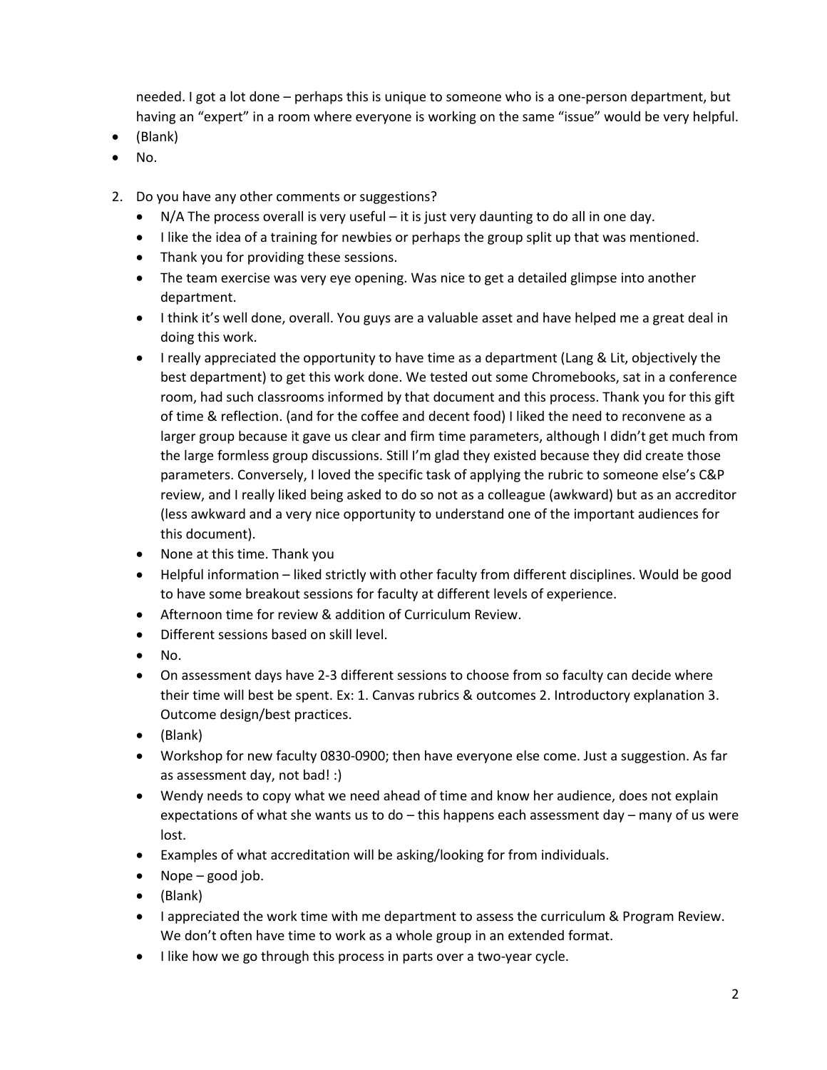needed. I got a lot done – perhaps this is unique to someone who is a one-person department, but having an "expert" in a room where everyone is working on the same "issue" would be very helpful.

- (Blank)
- No.

2. Do you have any other comments or suggestions?
   - N/A The process overall is very useful – it is just very daunting to do all in one day.
   - I like the idea of a training for newbies or perhaps the group split up that was mentioned.
   - Thank you for providing these sessions.
   - The team exercise was very eye opening. Was nice to get a detailed glimpse into another department.
   - I think it's well done, overall. You guys are a valuable asset and have helped me a great deal in doing this work.
   - I really appreciated the opportunity to have time as a department (Lang & Lit, objectively the best department) to get this work done. We tested out some Chromebooks, sat in a conference room, had such classrooms informed by that document and this process. Thank you for this gift of time & reflection. (and for the coffee and decent food) I liked the need to reconvene as a larger group because it gave us clear and firm time parameters, although I didn't get much from the large formless group discussions. Still I'm glad they existed because they did create those parameters. Conversely, I loved the specific task of applying the rubric to someone else's C&P review, and I really liked being asked to do so not as a colleague (awkward) but as an accreditor (less awkward and a very nice opportunity to understand one of the important audiences for this document).
   - None at this time. Thank you
   - Helpful information – liked strictly with other faculty from different disciplines. Would be good to have some breakout sessions for faculty at different levels of experience.
   - Afternoon time for review & addition of Curriculum Review.
   - Different sessions based on skill level.
   - No.
   - On assessment days have 2-3 different sessions to choose from so faculty can decide where their time will best be spent. Ex: 1. Canvas rubrics & outcomes 2. Introductory explanation 3. Outcome design/best practices.
   - (Blank)
   - Workshop for new faculty 0830-0900; then have everyone else come. Just a suggestion. As far as assessment day, not bad! :)
   - Wendy needs to copy what we need ahead of time and know her audience, does not explain expectations of what she wants us to do – this happens each assessment day – many of us were lost.
   - Examples of what accreditation will be asking/looking for from individuals.
   - Nope – good job.
   - (Blank)
   - I appreciated the work time with me department to assess the curriculum & Program Review. We don't often have time to work as a whole group in an extended format.
   - I like how we go through this process in parts over a two-year cycle.